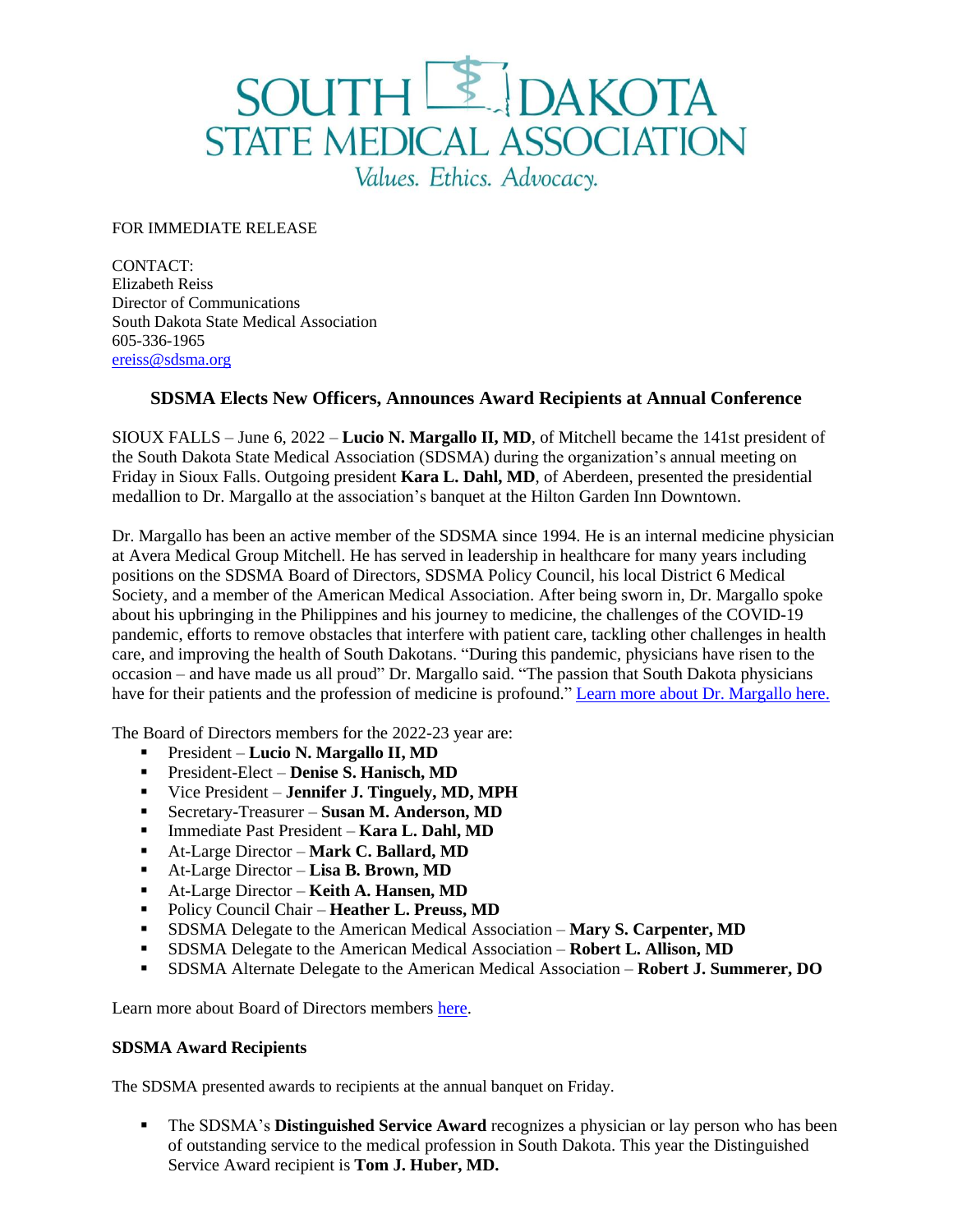# SOUTH DAKOTA STATE MEDICAL ASSOCIATION

*Values. Ethics. Advocacy.*

FOR IMMEDIATE RELEASE

CONTACT:
Elizabeth Reiss
Director of Communications
South Dakota State Medical Association
605-336-1965
ereiss@sdsma.org

## SDSMA Elects New Officers, Announces Award Recipients at Annual Conference

SIOUX FALLS – June 6, 2022 – **Lucio N. Margallo II, MD**, of Mitchell became the 141st president of the South Dakota State Medical Association (SDSMA) during the organization's annual meeting on Friday in Sioux Falls. Outgoing president **Kara L. Dahl, MD**, of Aberdeen, presented the presidential medallion to Dr. Margallo at the association's banquet at the Hilton Garden Inn Downtown.

Dr. Margallo has been an active member of the SDSMA since 1994. He is an internal medicine physician at Avera Medical Group Mitchell. He has served in leadership in healthcare for many years including positions on the SDSMA Board of Directors, SDSMA Policy Council, his local District 6 Medical Society, and a member of the American Medical Association. After being sworn in, Dr. Margallo spoke about his upbringing in the Philippines and his journey to medicine, the challenges of the COVID-19 pandemic, efforts to remove obstacles that interfere with patient care, tackling other challenges in health care, and improving the health of South Dakotans. "During this pandemic, physicians have risen to the occasion – and have made us all proud" Dr. Margallo said. "The passion that South Dakota physicians have for their patients and the profession of medicine is profound." [Learn more about Dr. Margallo here.]()

The Board of Directors members for the 2022-23 year are:

- President – **Lucio N. Margallo II, MD**
- President-Elect – **Denise S. Hanisch, MD**
- Vice President – **Jennifer J. Tinguely, MD, MPH**
- Secretary-Treasurer – **Susan M. Anderson, MD**
- Immediate Past President – **Kara L. Dahl, MD**
- At-Large Director – **Mark C. Ballard, MD**
- At-Large Director – **Lisa B. Brown, MD**
- At-Large Director – **Keith A. Hansen, MD**
- Policy Council Chair – **Heather L. Preuss, MD**
- SDSMA Delegate to the American Medical Association – **Mary S. Carpenter, MD**
- SDSMA Delegate to the American Medical Association – **Robert L. Allison, MD**
- SDSMA Alternate Delegate to the American Medical Association – **Robert J. Summerer, DO**

Learn more about Board of Directors members [here]().

### SDSMA Award Recipients

The SDSMA presented awards to recipients at the annual banquet on Friday.

- The SDSMA's **Distinguished Service Award** recognizes a physician or lay person who has been of outstanding service to the medical profession in South Dakota. This year the Distinguished Service Award recipient is **Tom J. Huber, MD.**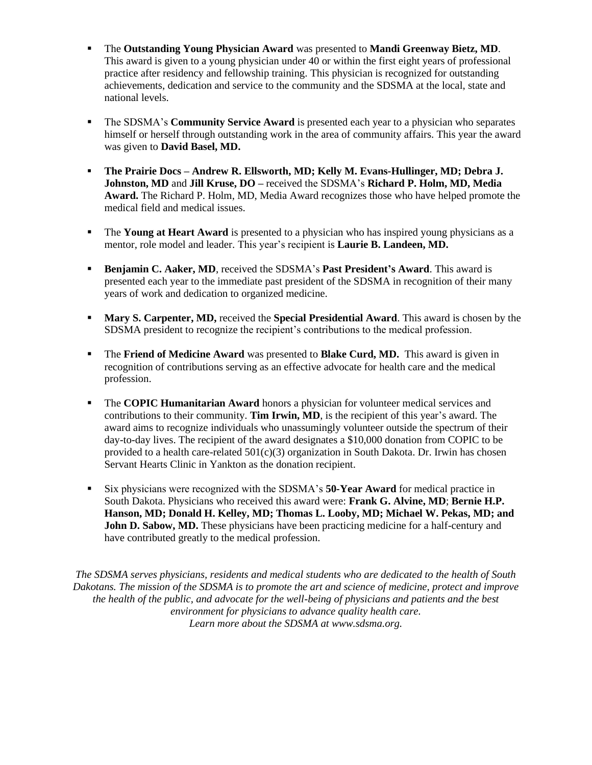- The **Outstanding Young Physician Award** was presented to **Mandi Greenway Bietz, MD**. This award is given to a young physician under 40 or within the first eight years of professional practice after residency and fellowship training. This physician is recognized for outstanding achievements, dedication and service to the community and the SDSMA at the local, state and national levels.

- The SDSMA's **Community Service Award** is presented each year to a physician who separates himself or herself through outstanding work in the area of community affairs. This year the award was given to **David Basel, MD.**

- **The Prairie Docs – Andrew R. Ellsworth, MD; Kelly M. Evans-Hullinger, MD; Debra J. Johnston, MD** and **Jill Kruse, DO –** received the SDSMA's **Richard P. Holm, MD, Media Award.** The Richard P. Holm, MD, Media Award recognizes those who have helped promote the medical field and medical issues.

- The **Young at Heart Award** is presented to a physician who has inspired young physicians as a mentor, role model and leader. This year's recipient is **Laurie B. Landeen, MD.**

- **Benjamin C. Aaker, MD**, received the SDSMA's **Past President's Award**. This award is presented each year to the immediate past president of the SDSMA in recognition of their many years of work and dedication to organized medicine.

- **Mary S. Carpenter, MD,** received the **Special Presidential Award**. This award is chosen by the SDSMA president to recognize the recipient's contributions to the medical profession.

- The **Friend of Medicine Award** was presented to **Blake Curd, MD.** This award is given in recognition of contributions serving as an effective advocate for health care and the medical profession.

- The **COPIC Humanitarian Award** honors a physician for volunteer medical services and contributions to their community. **Tim Irwin, MD**, is the recipient of this year's award. The award aims to recognize individuals who unassumingly volunteer outside the spectrum of their day-to-day lives. The recipient of the award designates a $10,000 donation from COPIC to be provided to a health care-related 501(c)(3) organization in South Dakota. Dr. Irwin has chosen Servant Hearts Clinic in Yankton as the donation recipient.

- Six physicians were recognized with the SDSMA's **50-Year Award** for medical practice in South Dakota. Physicians who received this award were: **Frank G. Alvine, MD**; **Bernie H.P. Hanson, MD; Donald H. Kelley, MD; Thomas L. Looby, MD; Michael W. Pekas, MD; and John D. Sabow, MD.** These physicians have been practicing medicine for a half-century and have contributed greatly to the medical profession.

*The SDSMA serves physicians, residents and medical students who are dedicated to the health of South Dakotans. The mission of the SDSMA is to promote the art and science of medicine, protect and improve the health of the public, and advocate for the well-being of physicians and patients and the best environment for physicians to advance quality health care.*
*Learn more about the SDSMA at www.sdsma.org.*